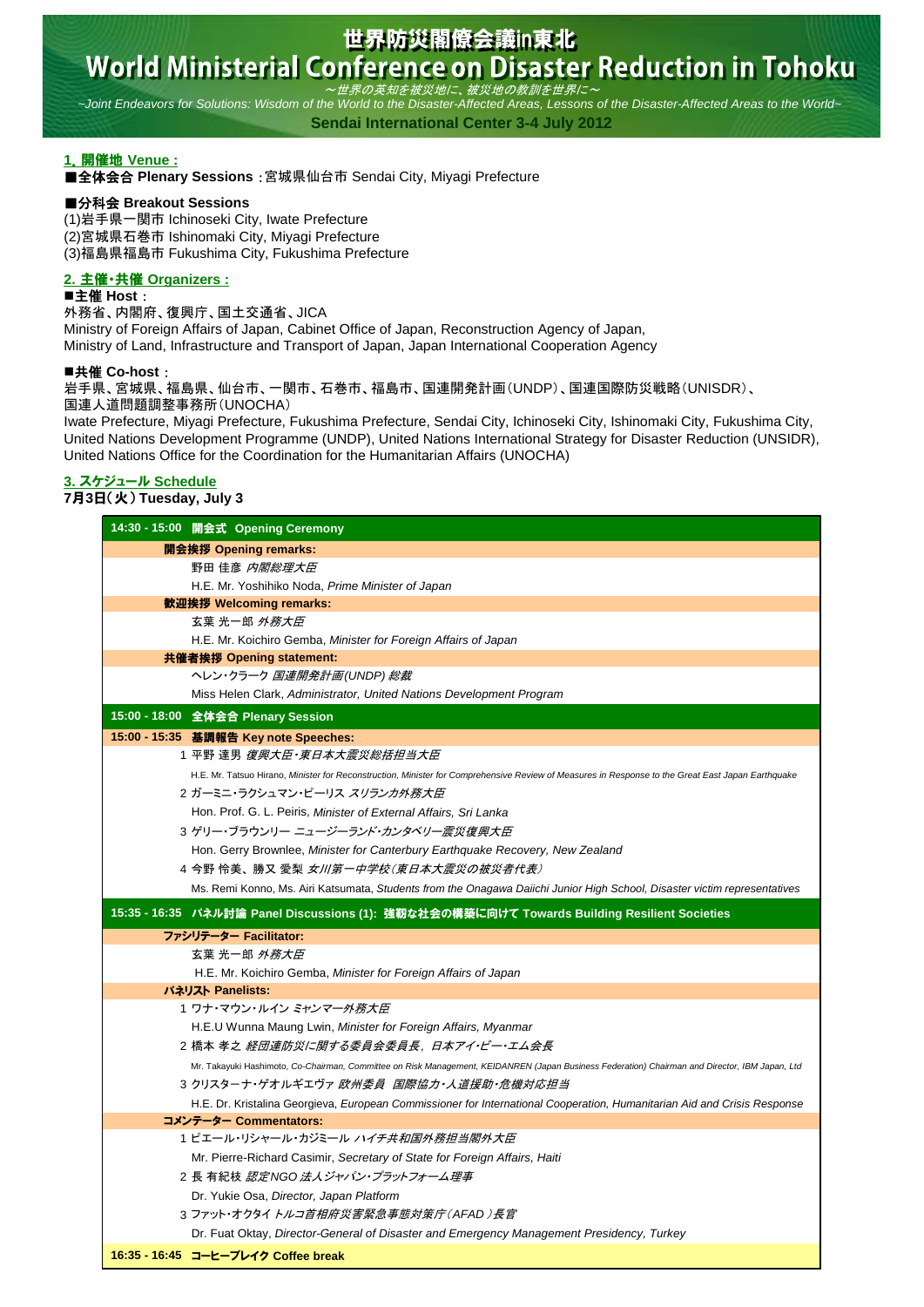# 世界防災閣僚会議in東北
# World Ministerial Conference on Disaster Reduction in Tohoku

*～世界の英知を被災地に、被災地の教訓を世界に～*

*~Joint Endeavors for Solutions: Wisdom of the World to the Disaster-Affected Areas, Lessons of the Disaster-Affected Areas to the World~*

**Sendai International Center 3-4 July 2012**

## 1. 開催地 Venue :

■**全体会合 Plenary Sessions** :宮城県仙台市 Sendai City, Miyagi Prefecture

■**分科会 Breakout Sessions**

(1)岩手県一関市 Ichinoseki City, Iwate Prefecture
(2)宮城県石巻市 Ishinomaki City, Miyagi Prefecture
(3)福島県福島市 Fukushima City, Fukushima Prefecture

## 2. 主催・共催 Organizers :

■**主催 Host**：

外務省、内閣府、復興庁、国土交通省、JICA
Ministry of Foreign Affairs of Japan, Cabinet Office of Japan, Reconstruction Agency of Japan,
Ministry of Land, Infrastructure and Transport of Japan, Japan International Cooperation Agency

■**共催 Co-host**：

岩手県、宮城県、福島県、仙台市、一関市、石巻市、福島市、国連開発計画（UNDP）、国連国際防災戦略（UNISDR）、
国連人道問題調整事務所（UNOCHA）
Iwate Prefecture, Miyagi Prefecture, Fukushima Prefecture, Sendai City, Ichinoseki City, Ishinomaki City, Fukushima City,
United Nations Development Programme (UNDP), United Nations International Strategy for Disaster Reduction (UNSIDR),
United Nations Office for the Coordination for the Humanitarian Affairs (UNOCHA)

## 3. スケジュール Schedule

**7月3日（火）Tuesday, July 3**

**14:30 - 15:00 開会式 Opening Ceremony**

**開会挨拶 Opening remarks:**

野田 佳彦 *内閣総理大臣*
H.E. Mr. Yoshihiko Noda, *Prime Minister of Japan*

**歓迎挨拶 Welcoming remarks:**

玄葉 光一郎 *外務大臣*
H.E. Mr. Koichiro Gemba, *Minister for Foreign Affairs of Japan*

**共催者挨拶 Opening statement:**

ヘレン・クラーク *国連開発計画(UNDP) 総裁*
Miss Helen Clark, *Administrator, United Nations Development Program*

**15:00 - 18:00 全体会合 Plenary Session**

**15:00 - 15:35 基調報告 Key note Speeches:**

1 平野 達男 *復興大臣・東日本大震災総括担当大臣*
H.E. Mr. Tatsuo Hirano, *Minister for Reconstruction, Minister for Comprehensive Review of Measures in Response to the Great East Japan Earthquake*

2 ガーミニ・ラクシュマン・ピーリス *スリランカ外務大臣*
Hon. Prof. G. L. Peiris, *Minister of External Affairs, Sri Lanka*

3 ゲリー・ブラウンリー *ニュージーランド・カンタベリー震災復興大臣*
Hon. Gerry Brownlee, *Minister for Canterbury Earthquake Recovery, New Zealand*

4 今野 怜美、勝又 愛梨 *女川第一中学校（東日本大震災の被災者代表）*
Ms. Remi Konno, Ms. Airi Katsumata, *Students from the Onagawa Daiichi Junior High School, Disaster victim representatives*

**15:35 - 16:35 パネル討論 Panel Discussions (1): 強靭な社会の構築に向けて Towards Building Resilient Societies**

**ファシリテーター Facilitator:**

玄葉 光一郎 *外務大臣*
H.E. Mr. Koichiro Gemba, *Minister for Foreign Affairs of Japan*

**パネリスト Panelists:**

1 ワナ・マウン・ルイン *ミャンマー外務大臣*
H.E.U Wunna Maung Lwin, *Minister for Foreign Affairs, Myanmar*

2 橋本 孝之 *経団連防災に関する委員会委員長，日本アイ・ビー・エム会長*
Mr. Takayuki Hashimoto, *Co-Chairman, Committee on Risk Management, KEIDANREN (Japan Business Federation) Chairman and Director, IBM Japan, Ltd*

3 クリスターナ・ゲオルギエヴァ *欧州委員　国際協力・人道援助・危機対応担当*
H.E. Dr. Kristalina Georgieva, *European Commissioner for International Cooperation, Humanitarian Aid and Crisis Response*

**コメンテーター Commentators:**

1 ピエール・リシャール・カジミール *ハイチ共和国外務担当閣外大臣*
Mr. Pierre-Richard Casimir, *Secretary of State for Foreign Affairs, Haiti*

2 長 有紀枝 *認定NGO 法人ジャパン・プラットフォーム理事*
Dr. Yukie Osa, *Director, Japan Platform*

3 ファット・オクタイ *トルコ首相府災害緊急事態対策庁（AFAD ）長官*
Dr. Fuat Oktay, *Director-General of Disaster and Emergency Management Presidency, Turkey*

**16:35 - 16:45 コーヒーブレイク Coffee break**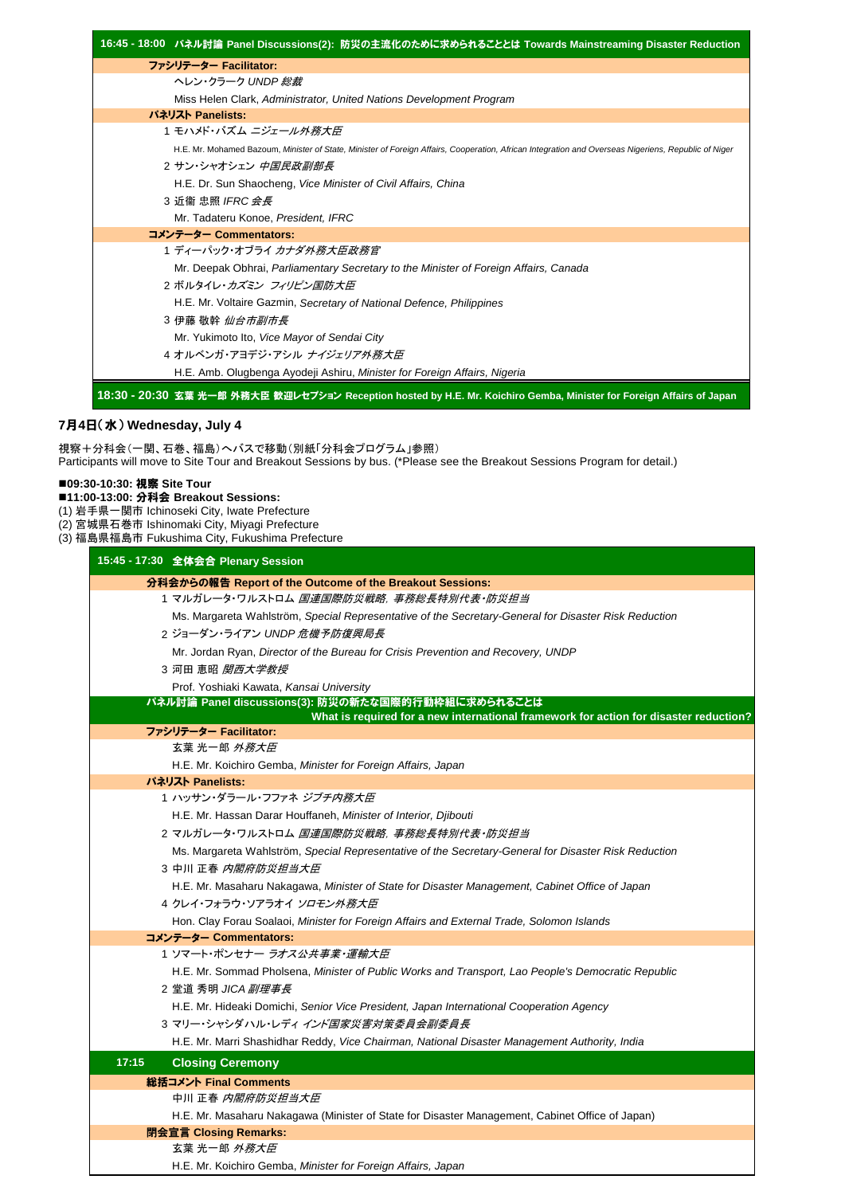**16:45 - 18:00 パネル討論 Panel Discussions(2): 防災の主流化のために求められることとは Towards Mainstreaming Disaster Reduction**

**ファシリテーター Facilitator:**

ヘレン・クラーク *UNDP 総裁*

Miss Helen Clark, *Administrator, United Nations Development Program*

**パネリスト Panelists:**

1 モハメド・バズム *ニジェール外務大臣*

H.E. Mr. Mohamed Bazoum, *Minister of State, Minister of Foreign Affairs, Cooperation, African Integration and Overseas Nigeriens, Republic of Niger*

2 サン・シャオシェン *中国民政副部長*

H.E. Dr. Sun Shaocheng, *Vice Minister of Civil Affairs, China*

3 近衛 忠煇 *IFRC 会長*

Mr. Tadateru Konoe, *President, IFRC*

**コメンテーター Commentators:**

1 ディーパック・オブライ *カナダ外務大臣政務官*

Mr. Deepak Obhrai, *Parliamentary Secretary to the Minister of Foreign Affairs, Canada*

2 ボルタイレ・カズミン *フィリピン国防大臣*

H.E. Mr. Voltaire Gazmin, *Secretary of National Defence, Philippines*

3 伊藤 敬幹 *仙台市副市長*

Mr. Yukimoto Ito, *Vice Mayor of Sendai City*

4 オルベンガ・アヨデジ・アシル *ナイジェリア外務大臣*

H.E. Amb. Olugbenga Ayodeji Ashiru, *Minister for Foreign Affairs, Nigeria*

**18:30 - 20:30 玄葉 光一郎 外務大臣 歓迎レセプション Reception hosted by H.E. Mr. Koichiro Gemba, Minister for Foreign Affairs of Japan**

## 7月4日（水）Wednesday, July 4

視察＋分科会（一関、石巻、福島）へバスで移動（別紙「分科会プログラム」参照）
Participants will move to Site Tour and Breakout Sessions by bus. (*Please see the Breakout Sessions Program for detail.)

■**09:30-10:30: 視察 Site Tour**
■**11:00-13:00: 分科会 Breakout Sessions:**
(1) 岩手県一関市 Ichinoseki City, Iwate Prefecture
(2) 宮城県石巻市 Ishinomaki City, Miyagi Prefecture
(3) 福島県福島市 Fukushima City, Fukushima Prefecture

**15:45 - 17:30 全体会合 Plenary Session**

**分科会からの報告 Report of the Outcome of the Breakout Sessions:**

1 マルガレータ・ワルストロム *国連国際防災戦略，事務総長特別代表・防災担当*

Ms. Margareta Wahlström, *Special Representative of the Secretary-General for Disaster Risk Reduction*

2 ジョーダン・ライアン *UNDP 危機予防復興局長*

Mr. Jordan Ryan, *Director of the Bureau for Crisis Prevention and Recovery, UNDP*

3 河田 恵昭 *関西大学教授*

Prof. Yoshiaki Kawata, *Kansai University*

**パネル討論 Panel discussions(3): 防災の新たな国際的行動枠組に求められることとは What is required for a new international framework for action for disaster reduction?**

**ファシリテーター Facilitator:**

玄葉 光一郎 *外務大臣*

H.E. Mr. Koichiro Gemba, *Minister for Foreign Affairs, Japan*

**パネリスト Panelists:**

1 ハッサン・ダラール・フファネ *ジブチ内務大臣*

H.E. Mr. Hassan Darar Houffaneh, *Minister of Interior, Djibouti*

2 マルガレータ・ワルストロム *国連国際防災戦略，事務総長特別代表・防災担当*

Ms. Margareta Wahlström, *Special Representative of the Secretary-General for Disaster Risk Reduction*

3 中川 正春 *内閣府防災担当大臣*

H.E. Mr. Masaharu Nakagawa, *Minister of State for Disaster Management, Cabinet Office of Japan*

4 クレイ・フォラウ・ソアラオイ *ソロモン外務大臣*

Hon. Clay Forau Soalaoi, *Minister for Foreign Affairs and External Trade, Solomon Islands*

**コメンテーター Commentators:**

1 ソマート・ポンセナー *ラオス公共事業・運輸大臣*

H.E. Mr. Sommad Pholsena, *Minister of Public Works and Transport, Lao People's Democratic Republic*

2 堂道 秀明 *JICA 副理事長*

H.E. Mr. Hideaki Domichi, *Senior Vice President, Japan International Cooperation Agency*

3 マリー・シャシダハル・レディ *インド国家災害対策委員会副委員長*

H.E. Mr. Marri Shashidhar Reddy, *Vice Chairman, National Disaster Management Authority, India*

**17:15 Closing Ceremony**

**総括コメント Final Comments**

中川 正春 *内閣府防災担当大臣*

H.E. Mr. Masaharu Nakagawa (Minister of State for Disaster Management, Cabinet Office of Japan)

**閉会宣言 Closing Remarks:**

玄葉 光一郎 *外務大臣*

H.E. Mr. Koichiro Gemba, *Minister for Foreign Affairs, Japan*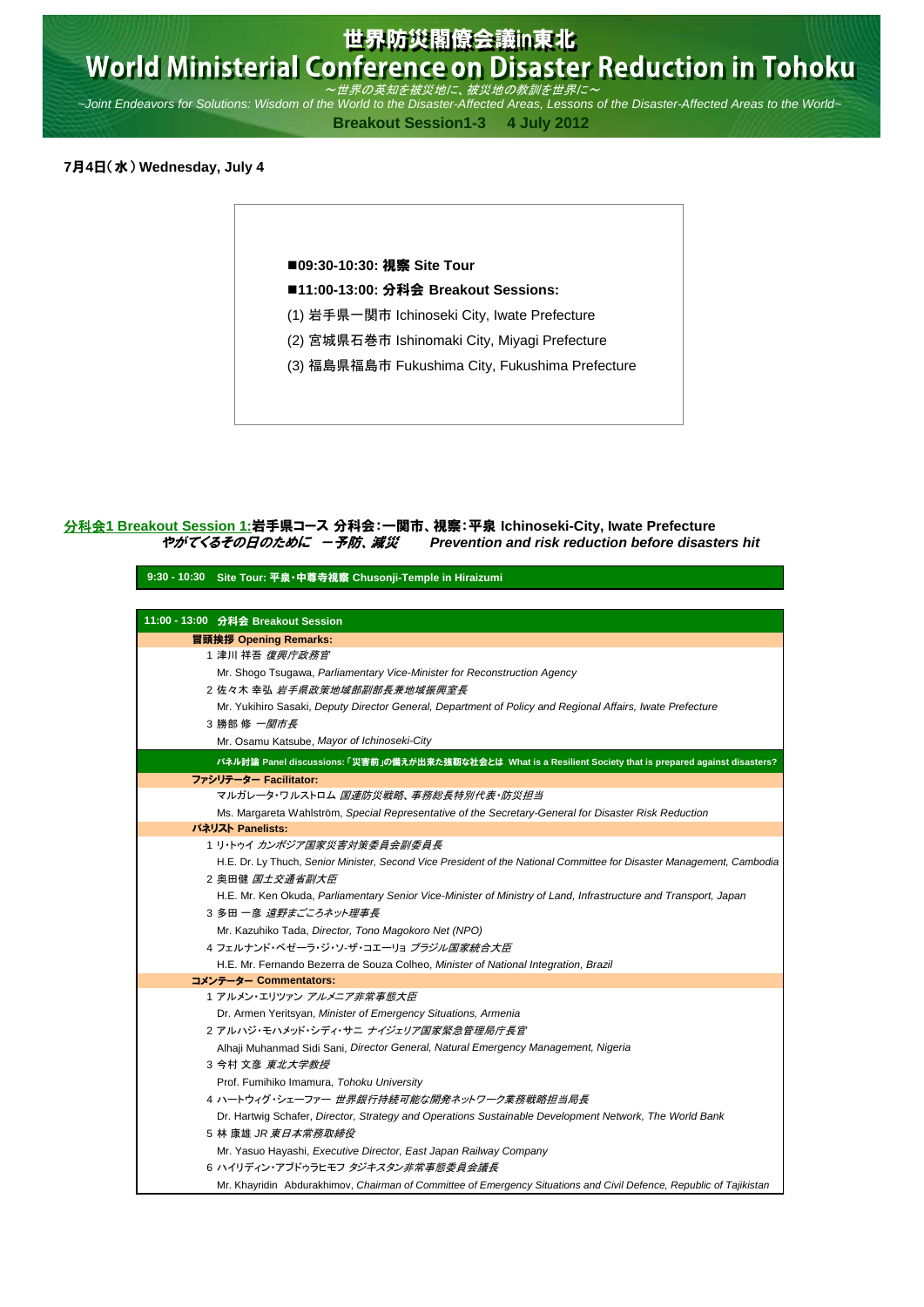# 世界防災閣僚会議in東北
# World Ministerial Conference on Disaster Reduction in Tohoku

*～世界の英知を被災地に、被災地の教訓を世界に～*

*~Joint Endeavors for Solutions: Wisdom of the World to the Disaster-Affected Areas, Lessons of the Disaster-Affected Areas to the World~*

**Breakout Session1-3 4 July 2012**

**7月4日（水） Wednesday, July 4**

■**09:30-10:30: 視察 Site Tour**

■**11:00-13:00: 分科会 Breakout Sessions:**

(1) 岩手県一関市 Ichinoseki City, Iwate Prefecture

(2) 宮城県石巻市 Ishinomaki City, Miyagi Prefecture

(3) 福島県福島市 Fukushima City, Fukushima Prefecture

## 分科会1 Breakout Session 1:岩手県コース 分科会：一関市、視察：平泉 Ichinoseki-City, Iwate Prefecture

***やがてくるその日のために －予防、減災　Prevention and risk reduction before disasters hit***

**9:30 - 10:30 Site Tour: 平泉・中尊寺視察 Chusonji-Temple in Hiraizumi**

**11:00 - 13:00 分科会 Breakout Session**

**冒頭挨拶 Opening Remarks:**

1 津川 祥吾 *復興庁政務官*
Mr. Shogo Tsugawa, *Parliamentary Vice-Minister for Reconstruction Agency*

2 佐々木 幸弘 *岩手県政策地域部副部長兼地域振興室長*
Mr. Yukihiro Sasaki, *Deputy Director General, Department of Policy and Regional Affairs, Iwate Prefecture*

3 勝部 修 *一関市長*
Mr. Osamu Katsube, *Mayor of Ichinoseki-City*

**パネル討論 Panel discussions:「災害前」の備えが出来た強靭な社会とは What is a Resilient Society that is prepared against disasters?**

**ファシリテーター Facilitator:**

マルガレータ・ワルストロム *国連防災戦略、事務総長特別代表・防災担当*
Ms. Margareta Wahlström, *Special Representative of the Secretary-General for Disaster Risk Reduction*

**パネリスト Panelists:**

1 リ・トゥイ *カンボジア国家災害対策委員会副委員長*
H.E. Dr. Ly Thuch, *Senior Minister, Second Vice President of the National Committee for Disaster Management, Cambodia*

2 奥田健 *国土交通省副大臣*
H.E. Mr. Ken Okuda, *Parliamentary Senior Vice-Minister of Ministry of Land, Infrastructure and Transport, Japan*

3 多田 一彦 *遠野まごころネット理事長*
Mr. Kazuhiko Tada, *Director, Tono Magokoro Net (NPO)*

4 フェルナンド・ベゼーラ・ジ・ソ-ザ・コエーリョ *ブラジル国家統合大臣*
H.E. Mr. Fernando Bezerra de Souza Colheo, *Minister of National Integration, Brazil*

**コメンテーター Commentators:**

1 アルメン・エリツァン *アルメニア非常事態大臣*
Dr. Armen Yeritsyan, *Minister of Emergency Situations, Armenia*

2 アルハジ・モハメッド・シディ・サニ *ナイジェリア国家緊急管理局庁長官*
Alhaji Muhanmad Sidi Sani, *Director General, Natural Emergency Management, Nigeria*

3 今村 文彦 *東北大学教授*
Prof. Fumihiko Imamura, *Tohoku University*

4 ハートウィグ・シェーファー *世界銀行持続可能な開発ネットワーク業務戦略担当局長*
Dr. Hartwig Schafer, *Director, Strategy and Operations Sustainable Development Network, The World Bank*

5 林 康雄 *JR 東日本常務取締役*
Mr. Yasuo Hayashi, *Executive Director, East Japan Railway Company*

6 ハイリディン・アブドゥラヒモフ *タジキスタン非常事態委員会議長*
Mr. Khayridin Abdurakhimov, *Chairman of Committee of Emergency Situations and Civil Defence, Republic of Tajikistan*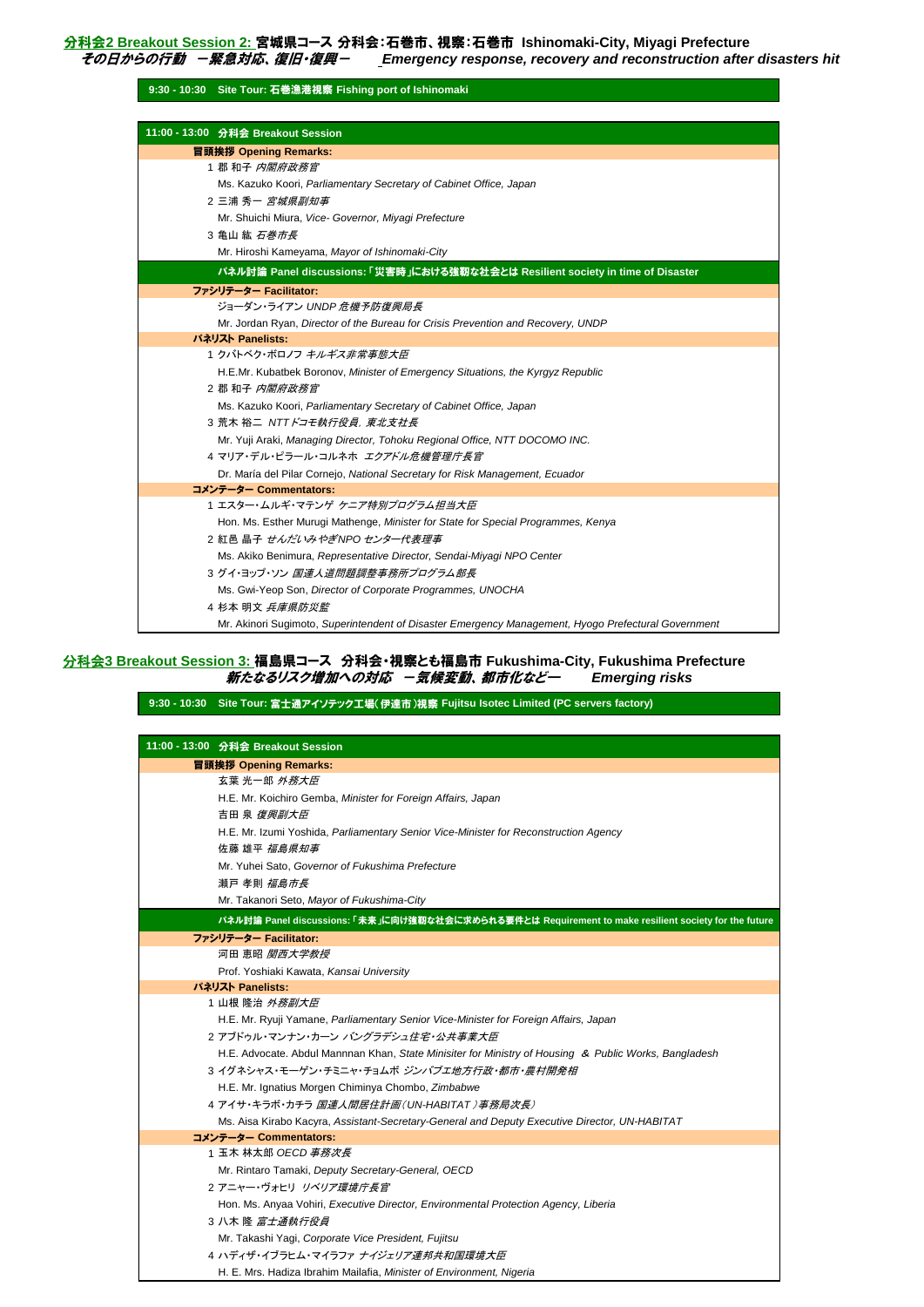## 分科会2 Breakout Session 2: 宮城県コース 分科会：石巻市、視察：石巻市 Ishinomaki-City, Miyagi Prefecture

### *その日からの行動 ー緊急対応、復旧・復興ー　Emergency response, recovery and reconstruction after disasters hit*

**9:30 - 10:30　Site Tour: 石巻漁港視察 Fishing port of Ishinomaki**

**11:00 - 13:00　分科会 Breakout Session**

**冒頭挨拶 Opening Remarks:**

1 郡 和子 *内閣府政務官*
Ms. Kazuko Koori, *Parliamentary Secretary of Cabinet Office, Japan*

2 三浦 秀一 *宮城県副知事*
Mr. Shuichi Miura, *Vice- Governor, Miyagi Prefecture*

3 亀山 紘 *石巻市長*
Mr. Hiroshi Kameyama, *Mayor of Ishinomaki-City*

**パネル討論 Panel discussions:「災害時」における強靱な社会とは Resilient society in time of Disaster**

**ファシリテーター Facilitator:**

ジョーダン・ライアン *UNDP 危機予防復興局長*
Mr. Jordan Ryan, *Director of the Bureau for Crisis Prevention and Recovery, UNDP*

**パネリスト Panelists:**

1 クバトベク・ボロノフ *キルギス非常事態大臣*
H.E.Mr. Kubatbek Boronov, *Minister of Emergency Situations, the Kyrgyz Republic*

2 郡 和子 *内閣府政務官*
Ms. Kazuko Koori, *Parliamentary Secretary of Cabinet Office, Japan*

3 荒木 裕二 *NTTドコモ執行役員，東北支社長*
Mr. Yuji Araki, *Managing Director, Tohoku Regional Office, NTT DOCOMO INC.*

4 マリア・デル・ピラール・コルネホ *エクアドル危機管理庁長官*
Dr. María del Pilar Cornejo, *National Secretary for Risk Management, Ecuador*

**コメンテーター Commentators:**

1 エスター・ムルギ・マテンゲ *ケニア特別プログラム担当大臣*
Hon. Ms. Esther Murugi Mathenge, *Minister for State for Special Programmes, Kenya*

2 紅邑 晶子 *せんだいみやぎNPO センター代表理事*
Ms. Akiko Benimura, *Representative Director, Sendai-Miyagi NPO Center*

3 グイ・ヨップ・ソン *国連人道問題調整事務所プログラム部長*
Ms. Gwi-Yeop Son, *Director of Corporate Programmes, UNOCHA*

4 杉本 明文 *兵庫県防災監*
Mr. Akinori Sugimoto, *Superintendent of Disaster Emergency Management, Hyogo Prefectural Government*

## 分科会3 Breakout Session 3: 福島県コース　分科会・視察とも福島市 Fukushima-City, Fukushima Prefecture

### *新たなるリスク増加への対応　ー気候変動、都市化などー　Emerging risks*

**9:30 - 10:30　Site Tour: 富士通アイソテック工場（伊達市）視察 Fujitsu Isotec Limited (PC servers factory)**

**11:00 - 13:00　分科会 Breakout Session**

**冒頭挨拶 Opening Remarks:**

玄葉 光一郎 *外務大臣*
H.E. Mr. Koichiro Gemba, *Minister for Foreign Affairs, Japan*

吉田 泉 *復興副大臣*
H.E. Mr. Izumi Yoshida, *Parliamentary Senior Vice-Minister for Reconstruction Agency*

佐藤 雄平 *福島県知事*
Mr. Yuhei Sato, *Governor of Fukushima Prefecture*

瀬戸 孝則 *福島市長*
Mr. Takanori Seto, *Mayor of Fukushima-City*

**パネル討論 Panel discussions:「未来」に向け強靱な社会に求められる要件とは Requirement to make resilient society for the future**

**ファシリテーター Facilitator:**

河田 恵昭 *関西大学教授*
Prof. Yoshiaki Kawata, *Kansai University*

**パネリスト Panelists:**

1 山根 隆治 *外務副大臣*
H.E. Mr. Ryuji Yamane, *Parliamentary Senior Vice-Minister for Foreign Affairs, Japan*

2 アブドゥル・マンナン・カーン *バングラデシュ住宅・公共事業大臣*
H.E. Advocate. Abdul Mannnan Khan, *State Minisiter for Ministry of Housing ＆ Public Works, Bangladesh*

3 イグネシャス・モーゲン・チミニャ・チョムボ *ジンバブエ地方行政・都市・農村開発相*
H.E. Mr. Ignatius Morgen Chiminya Chombo, *Zimbabwe*

4 アイサ・キラボ・カチラ *国連人間居住計画（UN-HABITAT）事務局次長）*
Ms. Aisa Kirabo Kacyra, *Assistant-Secretary-General and Deputy Executive Director, UN-HABITAT*

**コメンテーター Commentators:**

1 玉木 林太郎 *OECD 事務次長*
Mr. Rintaro Tamaki, *Deputy Secretary-General, OECD*

2 アニャー・ヴォヒリ *リベリア環境庁長官*
Hon. Ms. Anyaa Vohiri, *Executive Director, Environmental Protection Agency, Liberia*

3 八木 隆 *富士通執行役員*
Mr. Takashi Yagi, *Corporate Vice President, Fujitsu*

4 ハディザ・イブラヒム・マイラファ *ナイジェリア連邦共和国環境大臣*
H. E. Mrs. Hadiza Ibrahim Mailafia, *Minister of Environment, Nigeria*